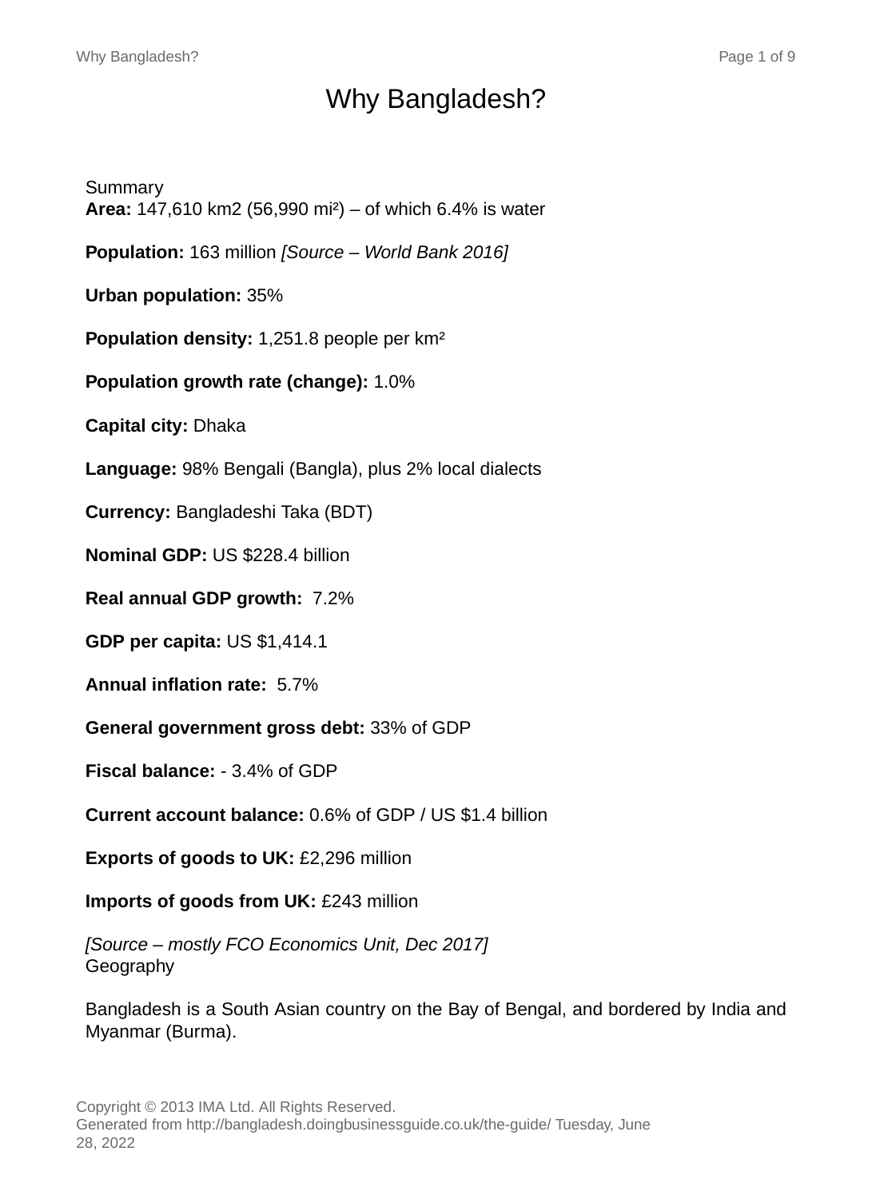# Why Bangladesh?

## Summary

**Area:** 147,610 km2 (56,990 mi²) – of which 6.4% is water

**Population:** 163 million *[Source – World Bank 2016]*

**Urban population:** 35%

**Population density:** 1,251.8 people per km²

**Population growth rate (change):** 1.0%

**Capital city:** Dhaka

**Language:** 98% Bengali (Bangla), plus 2% local dialects

**Currency:** Bangladeshi Taka (BDT)

**Nominal GDP:** US $228.4 billion

**Real annual GDP growth:** 7.2%

**GDP per capita:** US $1,414.1

**Annual inflation rate:** 5.7%

**General government gross debt:** 33% of GDP

**Fiscal balance:** - 3.4% of GDP

**Current account balance:** 0.6% of GDP / US $1.4 billion

**Exports of goods to UK:** £2,296 million

**Imports of goods from UK:** £243 million

*[Source – mostly FCO Economics Unit, Dec 2017]*

## Geography

Bangladesh is a South Asian country on the Bay of Bengal, and bordered by India and Myanmar (Burma).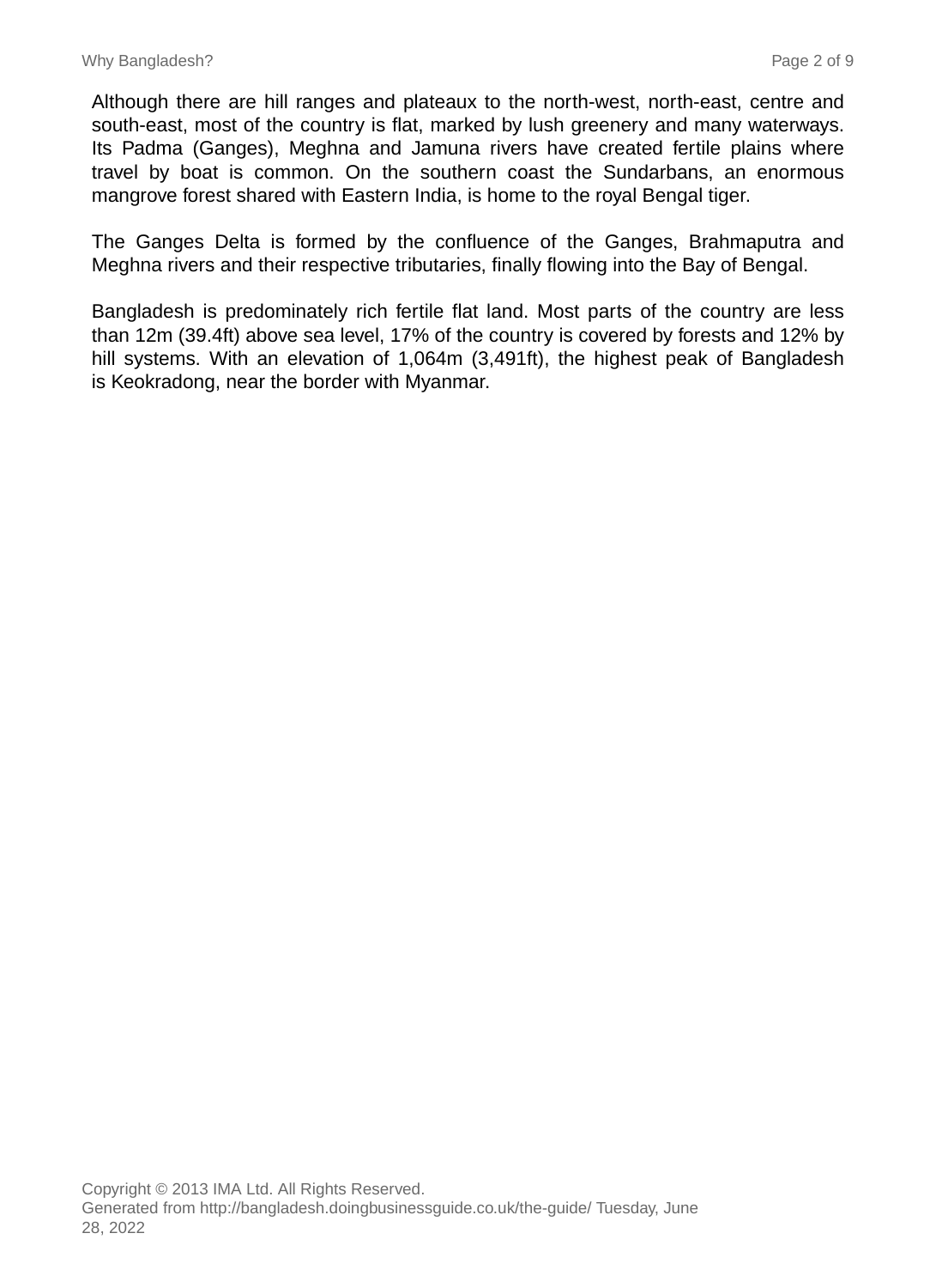Although there are hill ranges and plateaux to the north-west, north-east, centre and south-east, most of the country is flat, marked by lush greenery and many waterways. Its Padma (Ganges), Meghna and Jamuna rivers have created fertile plains where travel by boat is common. On the southern coast the Sundarbans, an enormous mangrove forest shared with Eastern India, is home to the royal Bengal tiger.

The Ganges Delta is formed by the confluence of the Ganges, Brahmaputra and Meghna rivers and their respective tributaries, finally flowing into the Bay of Bengal.

Bangladesh is predominately rich fertile flat land. Most parts of the country are less than 12m (39.4ft) above sea level, 17% of the country is covered by forests and 12% by hill systems. With an elevation of 1,064m (3,491ft), the highest peak of Bangladesh is Keokradong, near the border with Myanmar.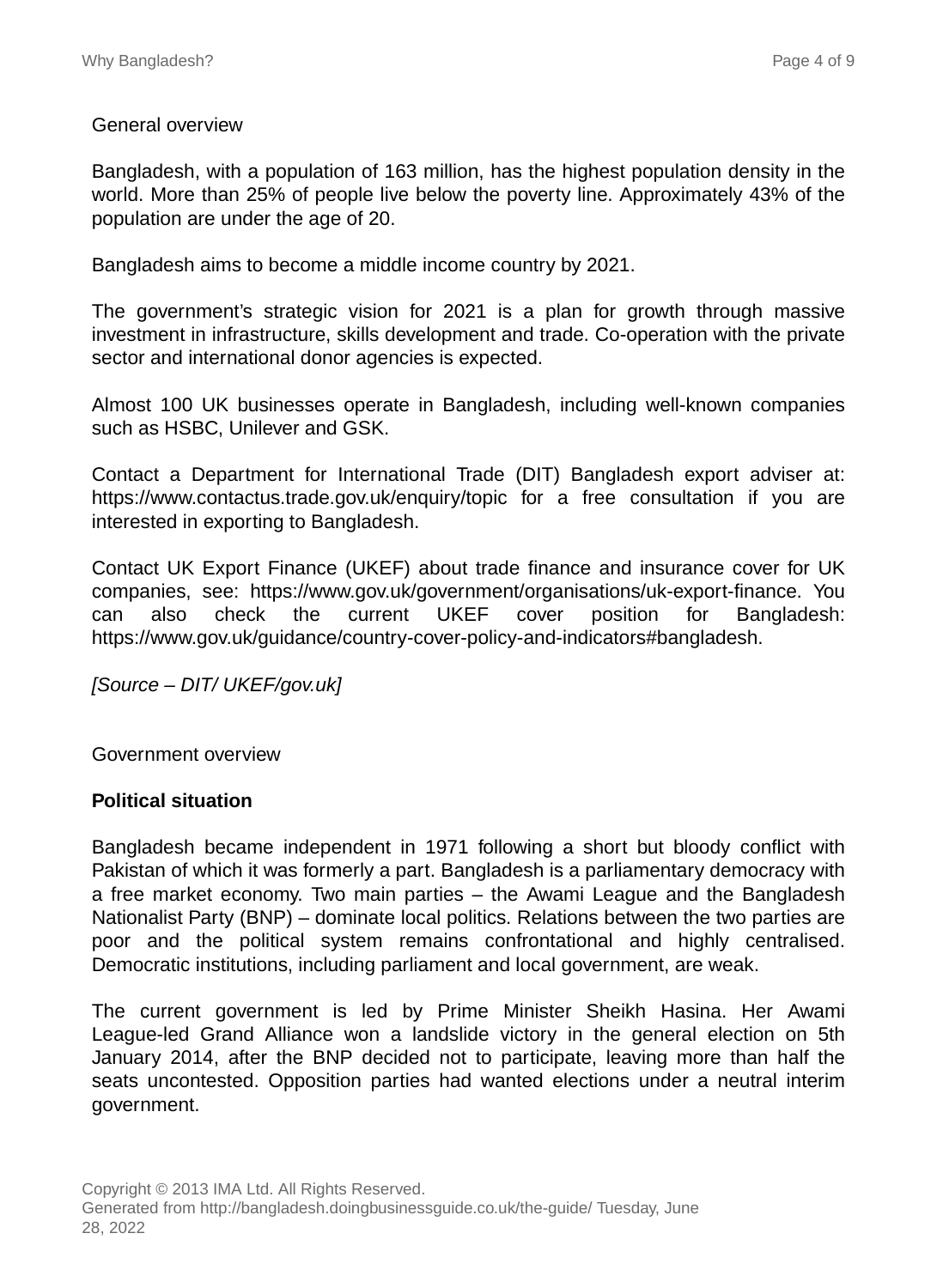## General overview

Bangladesh, with a population of 163 million, has the highest population density in the world. More than 25% of people live below the poverty line. Approximately 43% of the population are under the age of 20.

Bangladesh aims to become a middle income country by 2021.

The government's strategic vision for 2021 is a plan for growth through massive investment in infrastructure, skills development and trade. Co-operation with the private sector and international donor agencies is expected.

Almost 100 UK businesses operate in Bangladesh, including well-known companies such as HSBC, Unilever and GSK.

Contact a Department for International Trade (DIT) Bangladesh export adviser at: https://www.contactus.trade.gov.uk/enquiry/topic for a free consultation if you are interested in exporting to Bangladesh.

Contact UK Export Finance (UKEF) about trade finance and insurance cover for UK companies, see: https://www.gov.uk/government/organisations/uk-export-finance. You can also check the current UKEF cover position for Bangladesh: https://www.gov.uk/guidance/country-cover-policy-and-indicators#bangladesh.

*[Source – DIT/ UKEF/gov.uk]*

## Government overview

### Political situation

Bangladesh became independent in 1971 following a short but bloody conflict with Pakistan of which it was formerly a part. Bangladesh is a parliamentary democracy with a free market economy. Two main parties – the Awami League and the Bangladesh Nationalist Party (BNP) – dominate local politics. Relations between the two parties are poor and the political system remains confrontational and highly centralised. Democratic institutions, including parliament and local government, are weak.

The current government is led by Prime Minister Sheikh Hasina. Her Awami League-led Grand Alliance won a landslide victory in the general election on 5th January 2014, after the BNP decided not to participate, leaving more than half the seats uncontested. Opposition parties had wanted elections under a neutral interim government.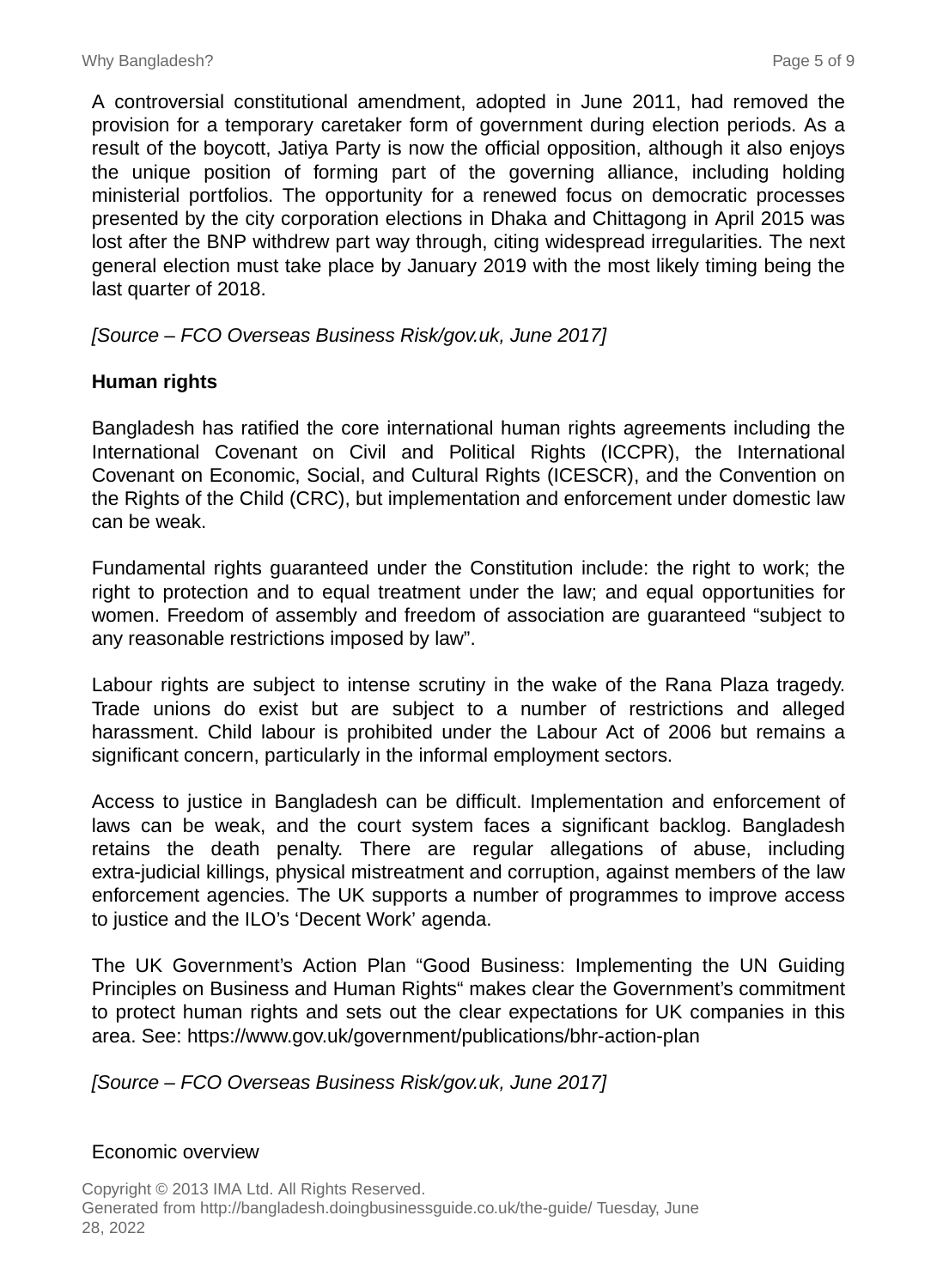A controversial constitutional amendment, adopted in June 2011, had removed the provision for a temporary caretaker form of government during election periods. As a result of the boycott, Jatiya Party is now the official opposition, although it also enjoys the unique position of forming part of the governing alliance, including holding ministerial portfolios. The opportunity for a renewed focus on democratic processes presented by the city corporation elections in Dhaka and Chittagong in April 2015 was lost after the BNP withdrew part way through, citing widespread irregularities. The next general election must take place by January 2019 with the most likely timing being the last quarter of 2018.

*[Source – FCO Overseas Business Risk/gov.uk, June 2017]*

**Human rights**

Bangladesh has ratified the core international human rights agreements including the International Covenant on Civil and Political Rights (ICCPR), the International Covenant on Economic, Social, and Cultural Rights (ICESCR), and the Convention on the Rights of the Child (CRC), but implementation and enforcement under domestic law can be weak.

Fundamental rights guaranteed under the Constitution include: the right to work; the right to protection and to equal treatment under the law; and equal opportunities for women. Freedom of assembly and freedom of association are guaranteed "subject to any reasonable restrictions imposed by law".

Labour rights are subject to intense scrutiny in the wake of the Rana Plaza tragedy. Trade unions do exist but are subject to a number of restrictions and alleged harassment. Child labour is prohibited under the Labour Act of 2006 but remains a significant concern, particularly in the informal employment sectors.

Access to justice in Bangladesh can be difficult. Implementation and enforcement of laws can be weak, and the court system faces a significant backlog. Bangladesh retains the death penalty. There are regular allegations of abuse, including extra-judicial killings, physical mistreatment and corruption, against members of the law enforcement agencies. The UK supports a number of programmes to improve access to justice and the ILO's 'Decent Work' agenda.

The UK Government's Action Plan "Good Business: Implementing the UN Guiding Principles on Business and Human Rights" makes clear the Government's commitment to protect human rights and sets out the clear expectations for UK companies in this area. See: https://www.gov.uk/government/publications/bhr-action-plan

*[Source – FCO Overseas Business Risk/gov.uk, June 2017]*

Economic overview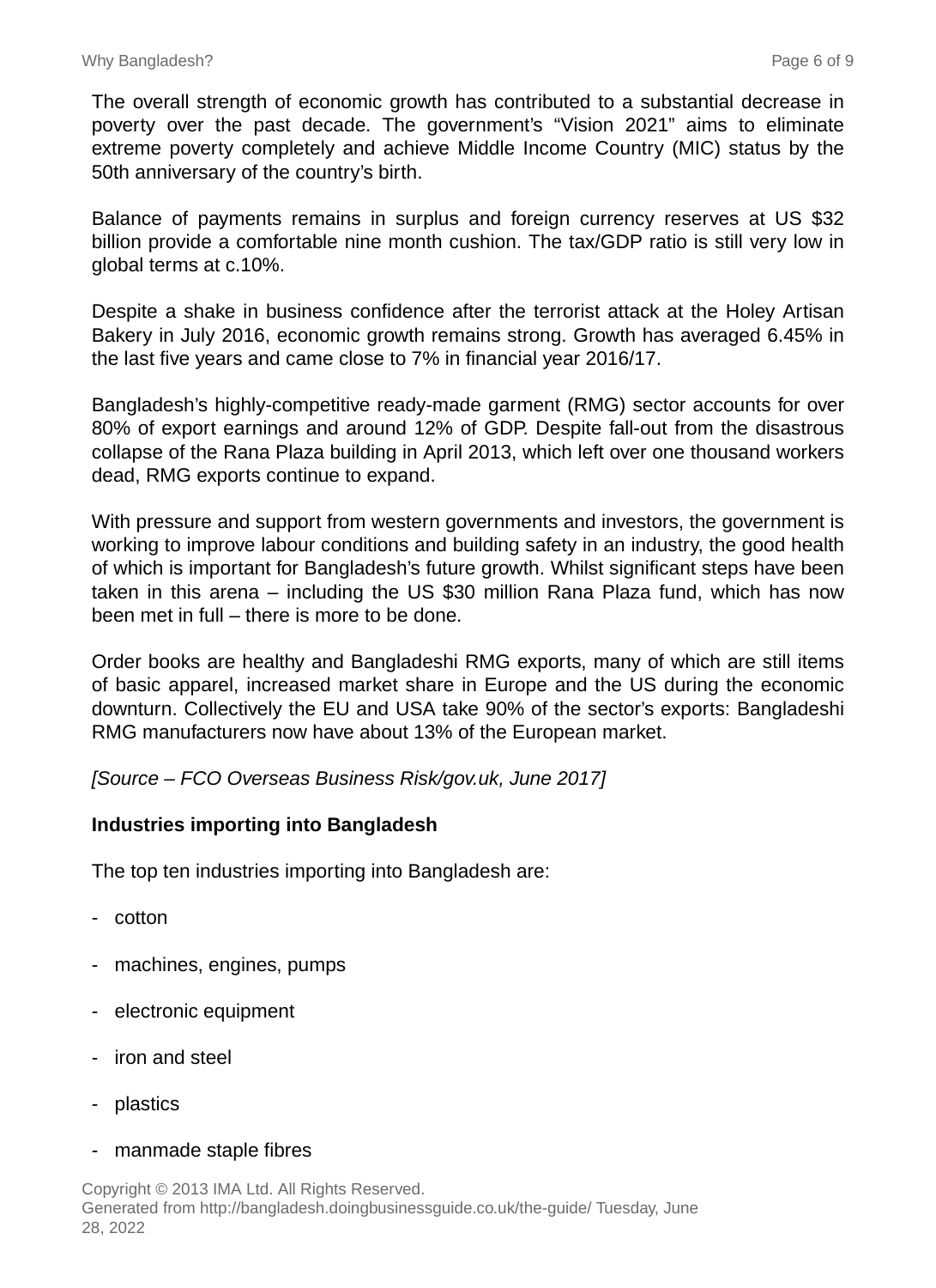The overall strength of economic growth has contributed to a substantial decrease in poverty over the past decade. The government's "Vision 2021" aims to eliminate extreme poverty completely and achieve Middle Income Country (MIC) status by the 50th anniversary of the country's birth.

Balance of payments remains in surplus and foreign currency reserves at US $32 billion provide a comfortable nine month cushion. The tax/GDP ratio is still very low in global terms at c.10%.

Despite a shake in business confidence after the terrorist attack at the Holey Artisan Bakery in July 2016, economic growth remains strong. Growth has averaged 6.45% in the last five years and came close to 7% in financial year 2016/17.

Bangladesh's highly-competitive ready-made garment (RMG) sector accounts for over 80% of export earnings and around 12% of GDP. Despite fall-out from the disastrous collapse of the Rana Plaza building in April 2013, which left over one thousand workers dead, RMG exports continue to expand.

With pressure and support from western governments and investors, the government is working to improve labour conditions and building safety in an industry, the good health of which is important for Bangladesh's future growth. Whilst significant steps have been taken in this arena – including the US $30 million Rana Plaza fund, which has now been met in full – there is more to be done.

Order books are healthy and Bangladeshi RMG exports, many of which are still items of basic apparel, increased market share in Europe and the US during the economic downturn. Collectively the EU and USA take 90% of the sector's exports: Bangladeshi RMG manufacturers now have about 13% of the European market.

*[Source – FCO Overseas Business Risk/gov.uk, June 2017]*

**Industries importing into Bangladesh**

The top ten industries importing into Bangladesh are:

- cotton
- machines, engines, pumps
- electronic equipment
- iron and steel
- plastics
- manmade staple fibres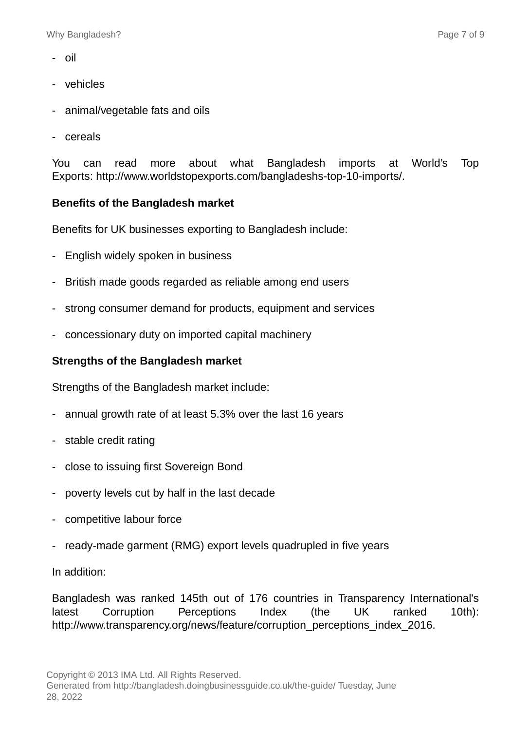- oil
- vehicles
- animal/vegetable fats and oils
- cereals

You can read more about what Bangladesh imports at World's Top Exports: http://www.worldstopexports.com/bangladeshs-top-10-imports/.

**Benefits of the Bangladesh market**

Benefits for UK businesses exporting to Bangladesh include:

- English widely spoken in business
- British made goods regarded as reliable among end users
- strong consumer demand for products, equipment and services
- concessionary duty on imported capital machinery

**Strengths of the Bangladesh market**

Strengths of the Bangladesh market include:

- annual growth rate of at least 5.3% over the last 16 years
- stable credit rating
- close to issuing first Sovereign Bond
- poverty levels cut by half in the last decade
- competitive labour force
- ready-made garment (RMG) export levels quadrupled in five years

In addition:

Bangladesh was ranked 145th out of 176 countries in Transparency International's latest Corruption Perceptions Index (the UK ranked 10th): http://www.transparency.org/news/feature/corruption_perceptions_index_2016.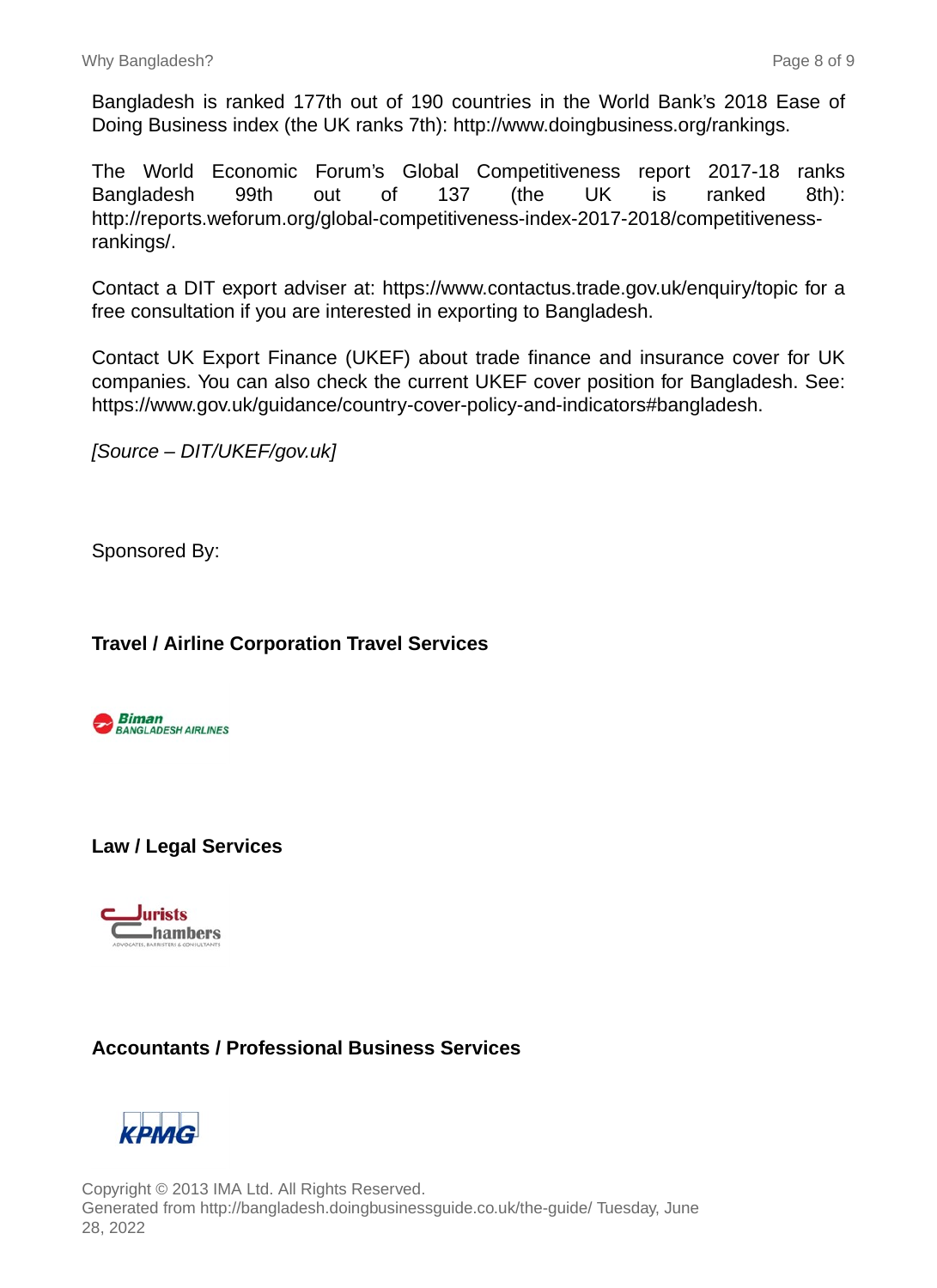Bangladesh is ranked 177th out of 190 countries in the World Bank's 2018 Ease of Doing Business index (the UK ranks 7th): http://www.doingbusiness.org/rankings.

The World Economic Forum's Global Competitiveness report 2017-18 ranks Bangladesh 99th out of 137 (the UK is ranked 8th): http://reports.weforum.org/global-competitiveness-index-2017-2018/competitiveness-rankings/.

Contact a DIT export adviser at: https://www.contactus.trade.gov.uk/enquiry/topic for a free consultation if you are interested in exporting to Bangladesh.

Contact UK Export Finance (UKEF) about trade finance and insurance cover for UK companies. You can also check the current UKEF cover position for Bangladesh. See: https://www.gov.uk/guidance/country-cover-policy-and-indicators#bangladesh.

*[Source – DIT/UKEF/gov.uk]*

Sponsored By:

**Travel / Airline Corporation Travel Services**

Biman BANGLADESH AIRLINES

**Law / Legal Services**

Jurists Chambers
ADVOCATES, BARRISTERS & CONSULTANTS

**Accountants / Professional Business Services**

KPMG

Copyright © 2013 IMA Ltd. All Rights Reserved.
Generated from http://bangladesh.doingbusinessguide.co.uk/the-guide/ Tuesday, June 28, 2022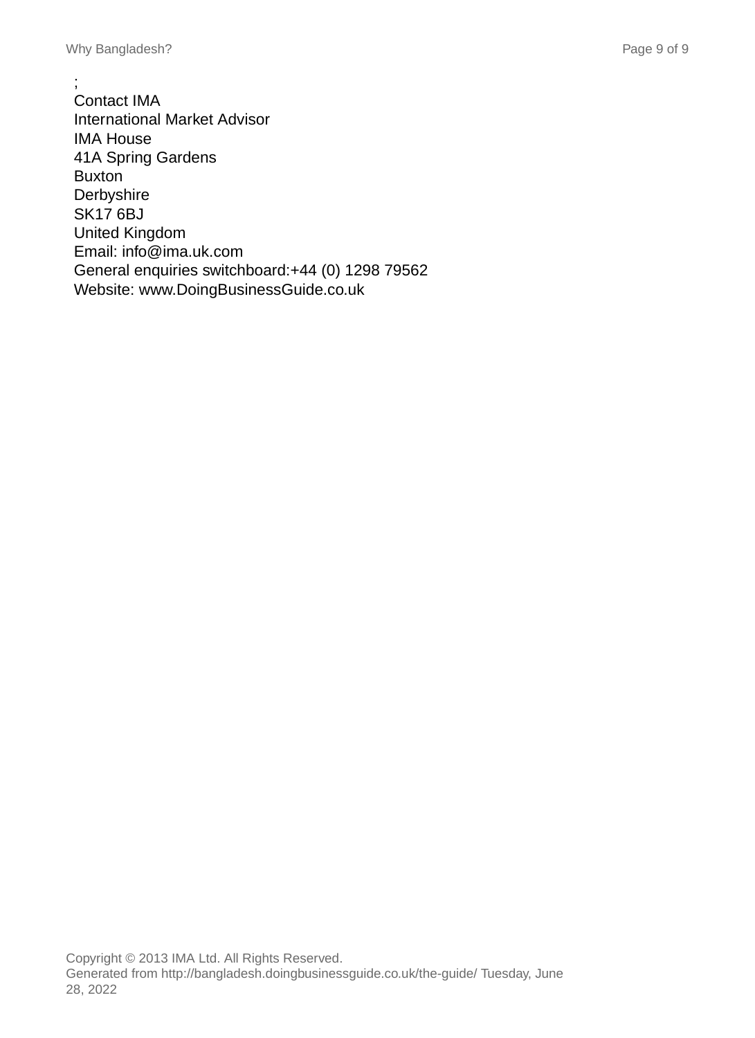;

Contact IMA
International Market Advisor
IMA House
41A Spring Gardens
Buxton
Derbyshire
SK17 6BJ
United Kingdom
Email: info@ima.uk.com
General enquiries switchboard:+44 (0) 1298 79562
Website: www.DoingBusinessGuide.co.uk